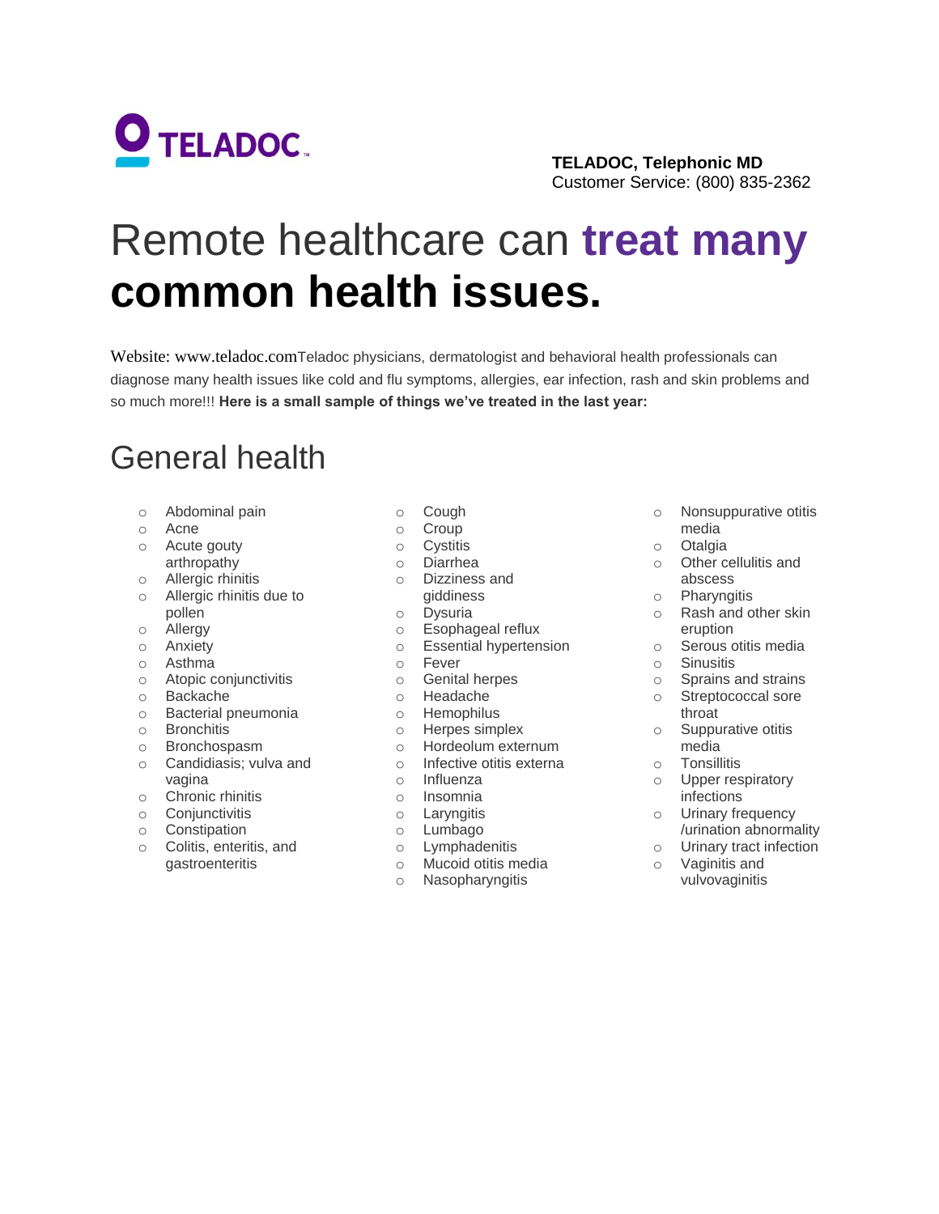TELADOC

**TELADOC, Telephonic MD**
Customer Service: (800) 835-2362

# Remote healthcare can **treat many common health issues.**

Website: www.teladoc.comTeladoc physicians, dermatologist and behavioral health professionals can diagnose many health issues like cold and flu symptoms, allergies, ear infection, rash and skin problems and so much more!!! **Here is a small sample of things we've treated in the last year:**

## General health

- Abdominal pain
- Acne
- Acute gouty arthropathy
- Allergic rhinitis
- Allergic rhinitis due to pollen
- Allergy
- Anxiety
- Asthma
- Atopic conjunctivitis
- Backache
- Bacterial pneumonia
- Bronchitis
- Bronchospasm
- Candidiasis; vulva and vagina
- Chronic rhinitis
- Conjunctivitis
- Constipation
- Colitis, enteritis, and gastroenteritis
- Cough
- Croup
- Cystitis
- Diarrhea
- Dizziness and giddiness
- Dysuria
- Esophageal reflux
- Essential hypertension
- Fever
- Genital herpes
- Headache
- Hemophilus
- Herpes simplex
- Hordeolum externum
- Infective otitis externa
- Influenza
- Insomnia
- Laryngitis
- Lumbago
- Lymphadenitis
- Mucoid otitis media
- Nasopharyngitis
- Nonsuppurative otitis media
- Otalgia
- Other cellulitis and abscess
- Pharyngitis
- Rash and other skin eruption
- Serous otitis media
- Sinusitis
- Sprains and strains
- Streptococcal sore throat
- Suppurative otitis media
- Tonsillitis
- Upper respiratory infections
- Urinary frequency /urination abnormality
- Urinary tract infection
- Vaginitis and vulvovaginitis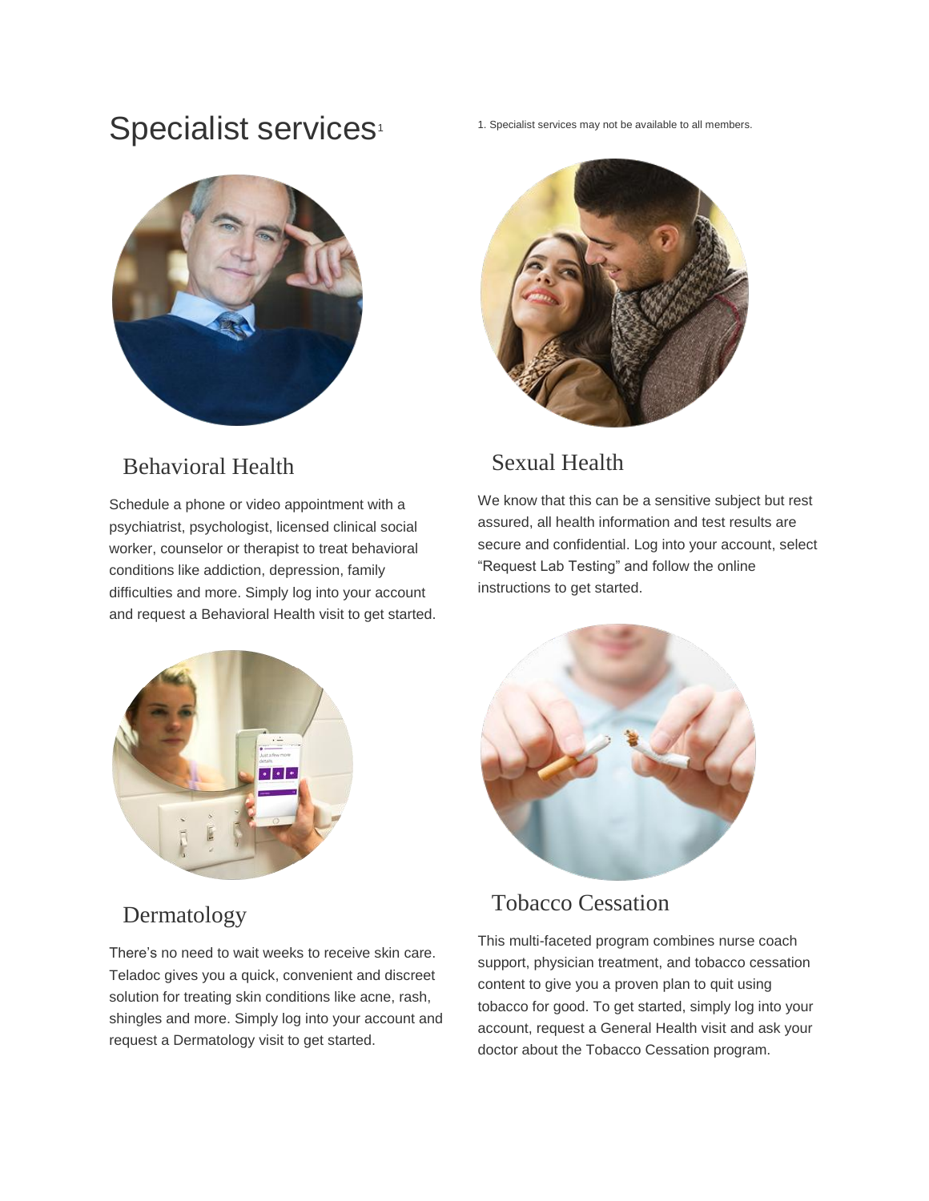# Specialist services[1]

1. Specialist services may not be available to all members.

## Behavioral Health

Schedule a phone or video appointment with a psychiatrist, psychologist, licensed clinical social worker, counselor or therapist to treat behavioral conditions like addiction, depression, family difficulties and more. Simply log into your account and request a Behavioral Health visit to get started.

## Sexual Health

We know that this can be a sensitive subject but rest assured, all health information and test results are secure and confidential. Log into your account, select "Request Lab Testing" and follow the online instructions to get started.

## Dermatology

There's no need to wait weeks to receive skin care. Teladoc gives you a quick, convenient and discreet solution for treating skin conditions like acne, rash, shingles and more. Simply log into your account and request a Dermatology visit to get started.

## Tobacco Cessation

This multi-faceted program combines nurse coach support, physician treatment, and tobacco cessation content to give you a proven plan to quit using tobacco for good. To get started, simply log into your account, request a General Health visit and ask your doctor about the Tobacco Cessation program.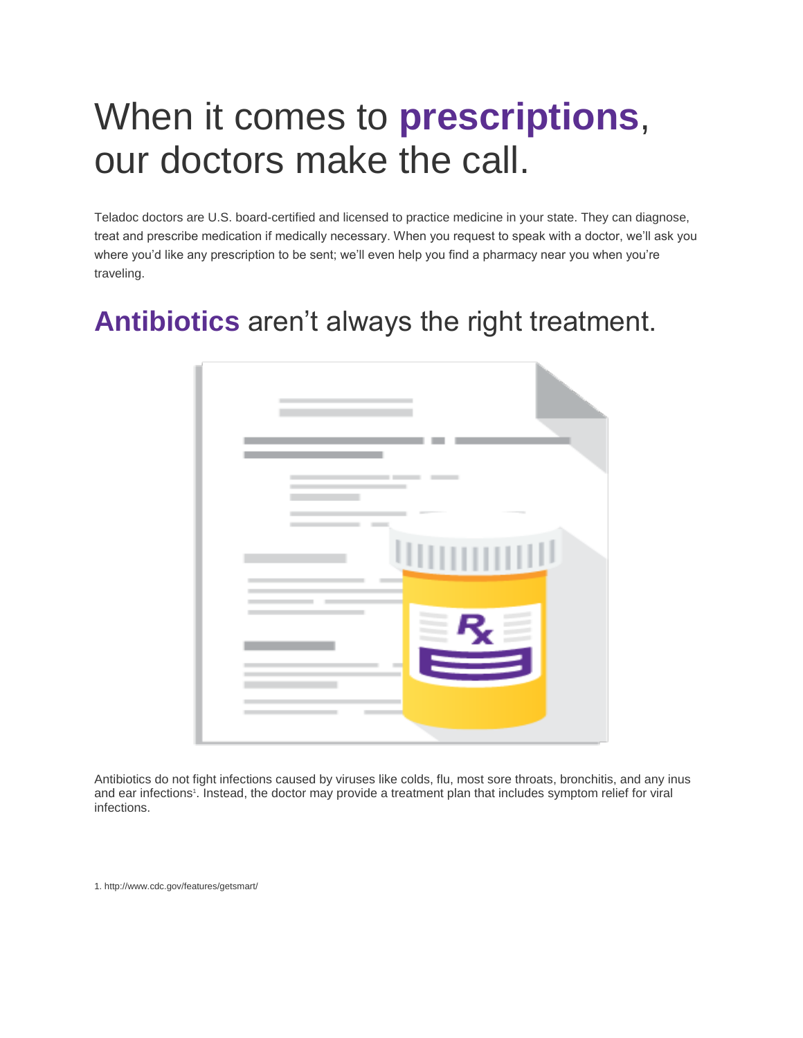# When it comes to **prescriptions**, our doctors make the call.

Teladoc doctors are U.S. board-certified and licensed to practice medicine in your state. They can diagnose, treat and prescribe medication if medically necessary. When you request to speak with a doctor, we'll ask you where you'd like any prescription to be sent; we'll even help you find a pharmacy near you when you're traveling.

## **Antibiotics** aren't always the right treatment.

Antibiotics do not fight infections caused by viruses like colds, flu, most sore throats, bronchitis, and any inus and ear infections[1]. Instead, the doctor may provide a treatment plan that includes symptom relief for viral infections.

1. http://www.cdc.gov/features/getsmart/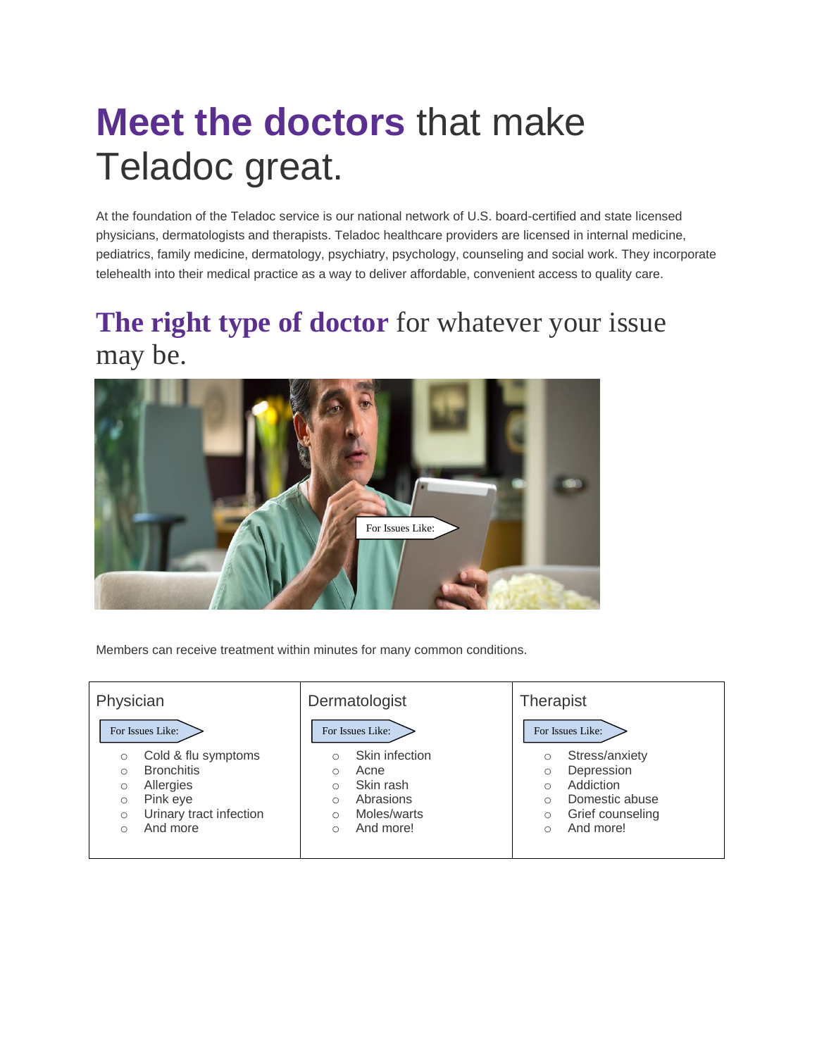# **Meet the doctors** that make Teladoc great.

At the foundation of the Teladoc service is our national network of U.S. board-certified and state licensed physicians, dermatologists and therapists. Teladoc healthcare providers are licensed in internal medicine, pediatrics, family medicine, dermatology, psychiatry, psychology, counseling and social work. They incorporate telehealth into their medical practice as a way to deliver affordable, convenient access to quality care.

## **The right type of doctor** for whatever your issue may be.

For Issues Like:

Members can receive treatment within minutes for many common conditions.

| Physician | Dermatologist | Therapist |
|---|---|---|
| For Issues Like: | For Issues Like: | For Issues Like: |
| ○ Cold & flu symptoms<br>○ Bronchitis<br>○ Allergies<br>○ Pink eye<br>○ Urinary tract infection<br>○ And more | ○ Skin infection<br>○ Acne<br>○ Skin rash<br>○ Abrasions<br>○ Moles/warts<br>○ And more! | ○ Stress/anxiety<br>○ Depression<br>○ Addiction<br>○ Domestic abuse<br>○ Grief counseling<br>○ And more! |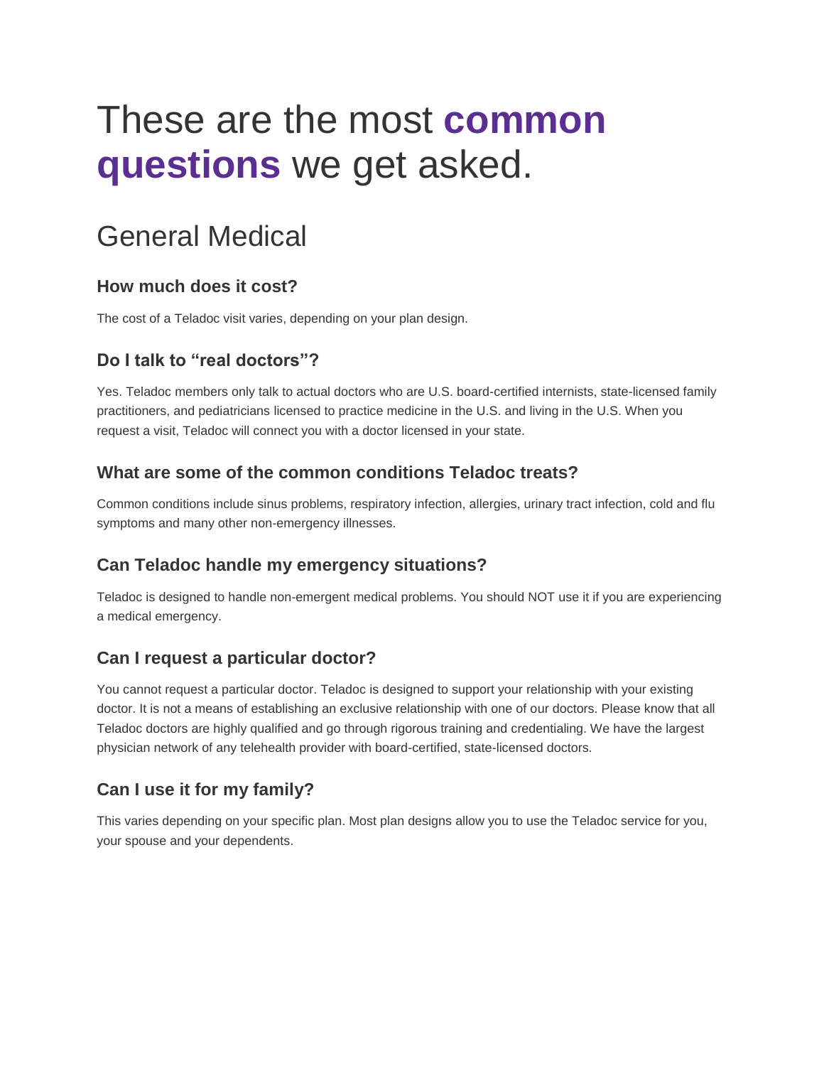# These are the most **common questions** we get asked.

## General Medical

### How much does it cost?

The cost of a Teladoc visit varies, depending on your plan design.

### Do I talk to “real doctors”?

Yes. Teladoc members only talk to actual doctors who are U.S. board-certified internists, state-licensed family practitioners, and pediatricians licensed to practice medicine in the U.S. and living in the U.S. When you request a visit, Teladoc will connect you with a doctor licensed in your state.

### What are some of the common conditions Teladoc treats?

Common conditions include sinus problems, respiratory infection, allergies, urinary tract infection, cold and flu symptoms and many other non-emergency illnesses.

### Can Teladoc handle my emergency situations?

Teladoc is designed to handle non-emergent medical problems. You should NOT use it if you are experiencing a medical emergency.

### Can I request a particular doctor?

You cannot request a particular doctor. Teladoc is designed to support your relationship with your existing doctor. It is not a means of establishing an exclusive relationship with one of our doctors. Please know that all Teladoc doctors are highly qualified and go through rigorous training and credentialing. We have the largest physician network of any telehealth provider with board-certified, state-licensed doctors.

### Can I use it for my family?

This varies depending on your specific plan. Most plan designs allow you to use the Teladoc service for you, your spouse and your dependents.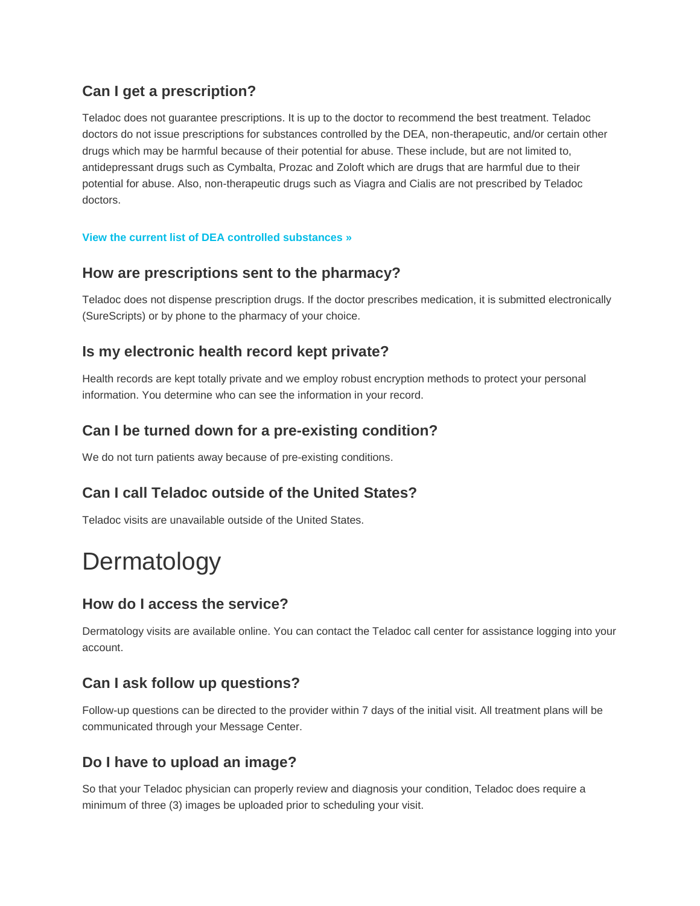### Can I get a prescription?

Teladoc does not guarantee prescriptions. It is up to the doctor to recommend the best treatment. Teladoc doctors do not issue prescriptions for substances controlled by the DEA, non-therapeutic, and/or certain other drugs which may be harmful because of their potential for abuse. These include, but are not limited to, antidepressant drugs such as Cymbalta, Prozac and Zoloft which are drugs that are harmful due to their potential for abuse. Also, non-therapeutic drugs such as Viagra and Cialis are not prescribed by Teladoc doctors.

**View the current list of DEA controlled substances »**

### How are prescriptions sent to the pharmacy?

Teladoc does not dispense prescription drugs. If the doctor prescribes medication, it is submitted electronically (SureScripts) or by phone to the pharmacy of your choice.

### Is my electronic health record kept private?

Health records are kept totally private and we employ robust encryption methods to protect your personal information. You determine who can see the information in your record.

### Can I be turned down for a pre-existing condition?

We do not turn patients away because of pre-existing conditions.

### Can I call Teladoc outside of the United States?

Teladoc visits are unavailable outside of the United States.

# Dermatology

### How do I access the service?

Dermatology visits are available online. You can contact the Teladoc call center for assistance logging into your account.

### Can I ask follow up questions?

Follow-up questions can be directed to the provider within 7 days of the initial visit. All treatment plans will be communicated through your Message Center.

### Do I have to upload an image?

So that your Teladoc physician can properly review and diagnosis your condition, Teladoc does require a minimum of three (3) images be uploaded prior to scheduling your visit.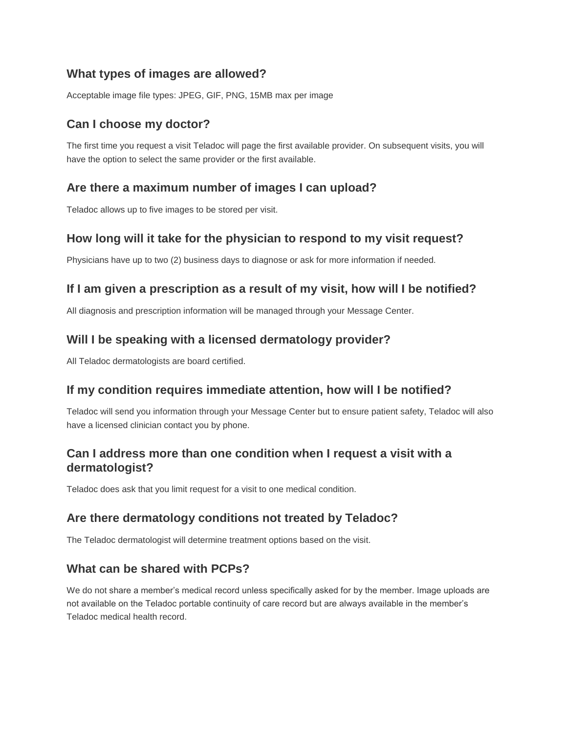### What types of images are allowed?

Acceptable image file types: JPEG, GIF, PNG, 15MB max per image

### Can I choose my doctor?

The first time you request a visit Teladoc will page the first available provider. On subsequent visits, you will have the option to select the same provider or the first available.

### Are there a maximum number of images I can upload?

Teladoc allows up to five images to be stored per visit.

### How long will it take for the physician to respond to my visit request?

Physicians have up to two (2) business days to diagnose or ask for more information if needed.

### If I am given a prescription as a result of my visit, how will I be notified?

All diagnosis and prescription information will be managed through your Message Center.

### Will I be speaking with a licensed dermatology provider?

All Teladoc dermatologists are board certified.

### If my condition requires immediate attention, how will I be notified?

Teladoc will send you information through your Message Center but to ensure patient safety, Teladoc will also have a licensed clinician contact you by phone.

### Can I address more than one condition when I request a visit with a dermatologist?

Teladoc does ask that you limit request for a visit to one medical condition.

### Are there dermatology conditions not treated by Teladoc?

The Teladoc dermatologist will determine treatment options based on the visit.

### What can be shared with PCPs?

We do not share a member's medical record unless specifically asked for by the member. Image uploads are not available on the Teladoc portable continuity of care record but are always available in the member's Teladoc medical health record.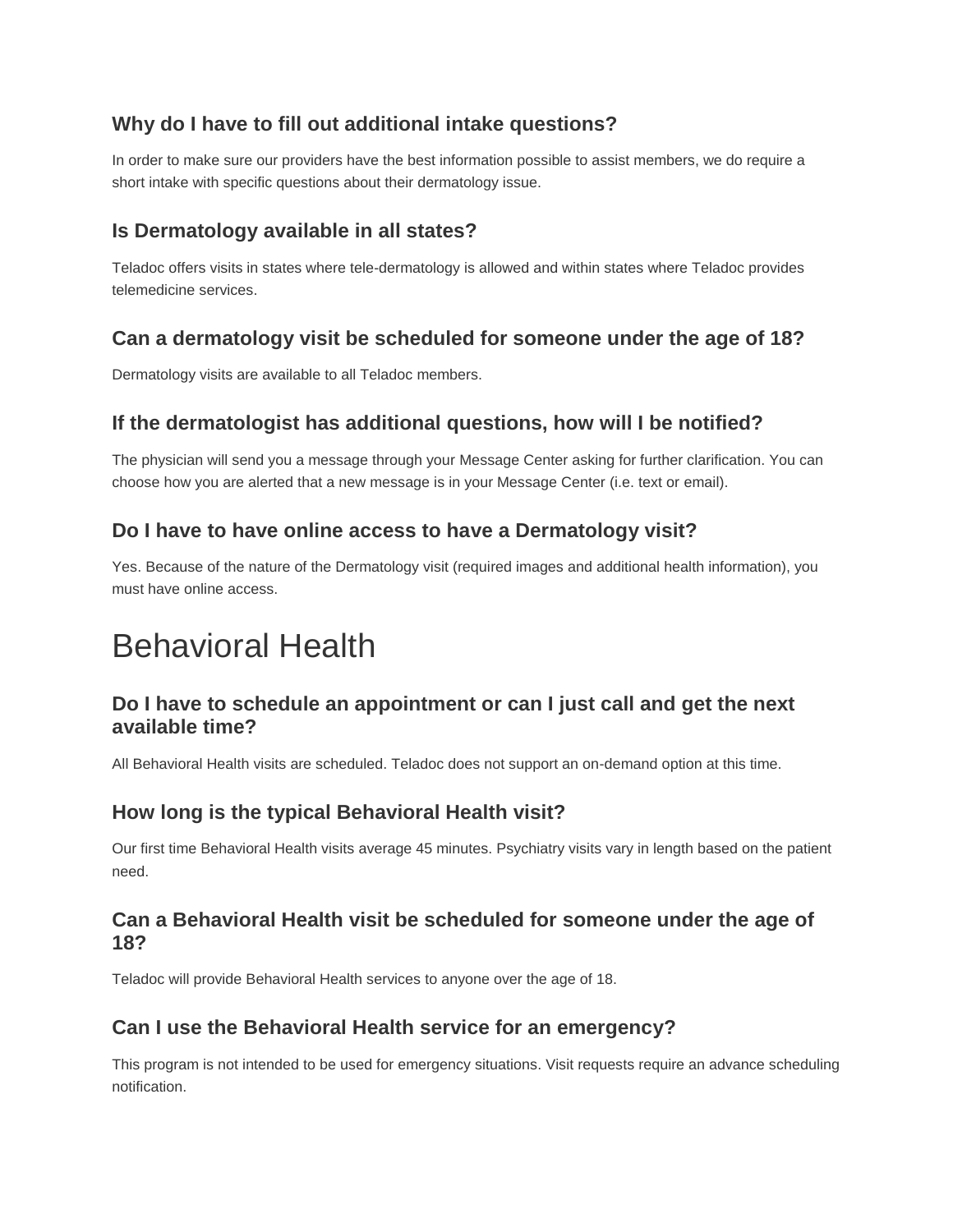### Why do I have to fill out additional intake questions?

In order to make sure our providers have the best information possible to assist members, we do require a short intake with specific questions about their dermatology issue.

### Is Dermatology available in all states?

Teladoc offers visits in states where tele-dermatology is allowed and within states where Teladoc provides telemedicine services.

### Can a dermatology visit be scheduled for someone under the age of 18?

Dermatology visits are available to all Teladoc members.

### If the dermatologist has additional questions, how will I be notified?

The physician will send you a message through your Message Center asking for further clarification. You can choose how you are alerted that a new message is in your Message Center (i.e. text or email).

### Do I have to have online access to have a Dermatology visit?

Yes. Because of the nature of the Dermatology visit (required images and additional health information), you must have online access.

# Behavioral Health

### Do I have to schedule an appointment or can I just call and get the next available time?

All Behavioral Health visits are scheduled. Teladoc does not support an on-demand option at this time.

### How long is the typical Behavioral Health visit?

Our first time Behavioral Health visits average 45 minutes. Psychiatry visits vary in length based on the patient need.

### Can a Behavioral Health visit be scheduled for someone under the age of 18?

Teladoc will provide Behavioral Health services to anyone over the age of 18.

### Can I use the Behavioral Health service for an emergency?

This program is not intended to be used for emergency situations. Visit requests require an advance scheduling notification.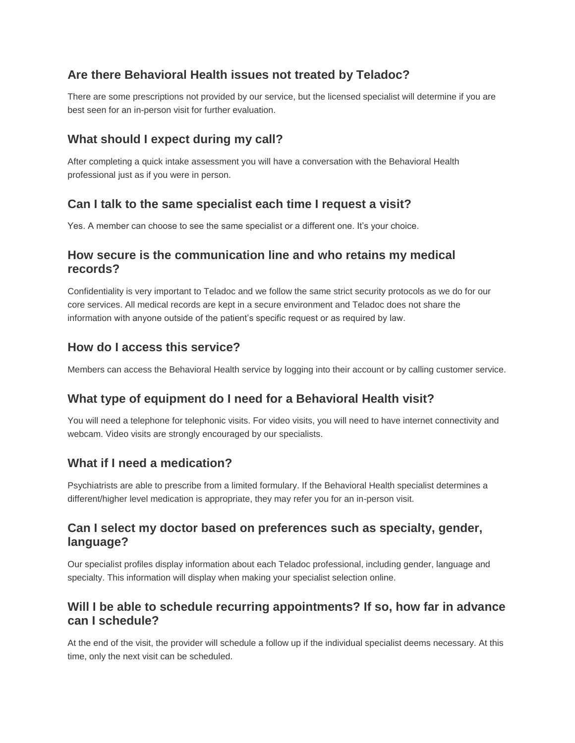## Are there Behavioral Health issues not treated by Teladoc?

There are some prescriptions not provided by our service, but the licensed specialist will determine if you are best seen for an in-person visit for further evaluation.

## What should I expect during my call?

After completing a quick intake assessment you will have a conversation with the Behavioral Health professional just as if you were in person.

## Can I talk to the same specialist each time I request a visit?

Yes. A member can choose to see the same specialist or a different one. It's your choice.

## How secure is the communication line and who retains my medical records?

Confidentiality is very important to Teladoc and we follow the same strict security protocols as we do for our core services. All medical records are kept in a secure environment and Teladoc does not share the information with anyone outside of the patient's specific request or as required by law.

## How do I access this service?

Members can access the Behavioral Health service by logging into their account or by calling customer service.

## What type of equipment do I need for a Behavioral Health visit?

You will need a telephone for telephonic visits. For video visits, you will need to have internet connectivity and webcam. Video visits are strongly encouraged by our specialists.

## What if I need a medication?

Psychiatrists are able to prescribe from a limited formulary. If the Behavioral Health specialist determines a different/higher level medication is appropriate, they may refer you for an in-person visit.

## Can I select my doctor based on preferences such as specialty, gender, language?

Our specialist profiles display information about each Teladoc professional, including gender, language and specialty. This information will display when making your specialist selection online.

## Will I be able to schedule recurring appointments? If so, how far in advance can I schedule?

At the end of the visit, the provider will schedule a follow up if the individual specialist deems necessary. At this time, only the next visit can be scheduled.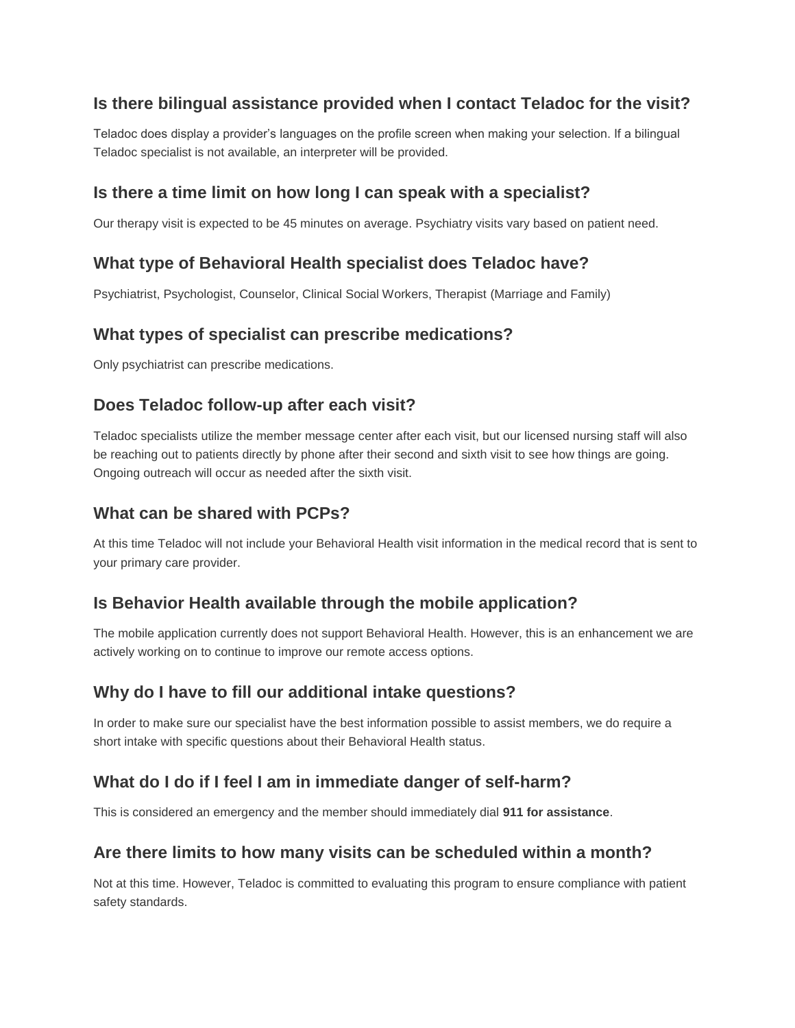## Is there bilingual assistance provided when I contact Teladoc for the visit?

Teladoc does display a provider’s languages on the profile screen when making your selection. If a bilingual Teladoc specialist is not available, an interpreter will be provided.

## Is there a time limit on how long I can speak with a specialist?

Our therapy visit is expected to be 45 minutes on average. Psychiatry visits vary based on patient need.

## What type of Behavioral Health specialist does Teladoc have?

Psychiatrist, Psychologist, Counselor, Clinical Social Workers, Therapist (Marriage and Family)

## What types of specialist can prescribe medications?

Only psychiatrist can prescribe medications.

## Does Teladoc follow-up after each visit?

Teladoc specialists utilize the member message center after each visit, but our licensed nursing staff will also be reaching out to patients directly by phone after their second and sixth visit to see how things are going. Ongoing outreach will occur as needed after the sixth visit.

## What can be shared with PCPs?

At this time Teladoc will not include your Behavioral Health visit information in the medical record that is sent to your primary care provider.

## Is Behavior Health available through the mobile application?

The mobile application currently does not support Behavioral Health. However, this is an enhancement we are actively working on to continue to improve our remote access options.

## Why do I have to fill our additional intake questions?

In order to make sure our specialist have the best information possible to assist members, we do require a short intake with specific questions about their Behavioral Health status.

## What do I do if I feel I am in immediate danger of self-harm?

This is considered an emergency and the member should immediately dial **911 for assistance**.

## Are there limits to how many visits can be scheduled within a month?

Not at this time. However, Teladoc is committed to evaluating this program to ensure compliance with patient safety standards.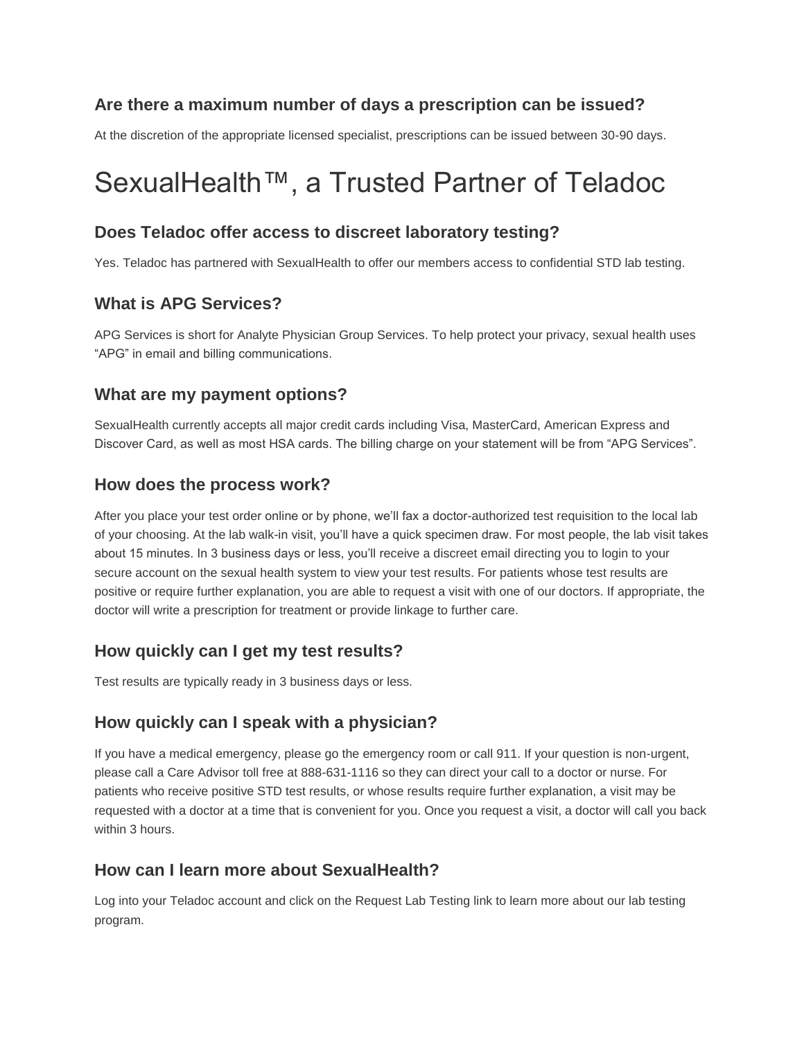### Are there a maximum number of days a prescription can be issued?

At the discretion of the appropriate licensed specialist, prescriptions can be issued between 30-90 days.

# SexualHealth™, a Trusted Partner of Teladoc

### Does Teladoc offer access to discreet laboratory testing?

Yes. Teladoc has partnered with SexualHealth to offer our members access to confidential STD lab testing.

### What is APG Services?

APG Services is short for Analyte Physician Group Services. To help protect your privacy, sexual health uses "APG" in email and billing communications.

### What are my payment options?

SexualHealth currently accepts all major credit cards including Visa, MasterCard, American Express and Discover Card, as well as most HSA cards. The billing charge on your statement will be from "APG Services".

### How does the process work?

After you place your test order online or by phone, we'll fax a doctor-authorized test requisition to the local lab of your choosing. At the lab walk-in visit, you'll have a quick specimen draw. For most people, the lab visit takes about 15 minutes. In 3 business days or less, you'll receive a discreet email directing you to login to your secure account on the sexual health system to view your test results. For patients whose test results are positive or require further explanation, you are able to request a visit with one of our doctors. If appropriate, the doctor will write a prescription for treatment or provide linkage to further care.

### How quickly can I get my test results?

Test results are typically ready in 3 business days or less.

### How quickly can I speak with a physician?

If you have a medical emergency, please go the emergency room or call 911. If your question is non-urgent, please call a Care Advisor toll free at 888-631-1116 so they can direct your call to a doctor or nurse. For patients who receive positive STD test results, or whose results require further explanation, a visit may be requested with a doctor at a time that is convenient for you. Once you request a visit, a doctor will call you back within 3 hours.

### How can I learn more about SexualHealth?

Log into your Teladoc account and click on the Request Lab Testing link to learn more about our lab testing program.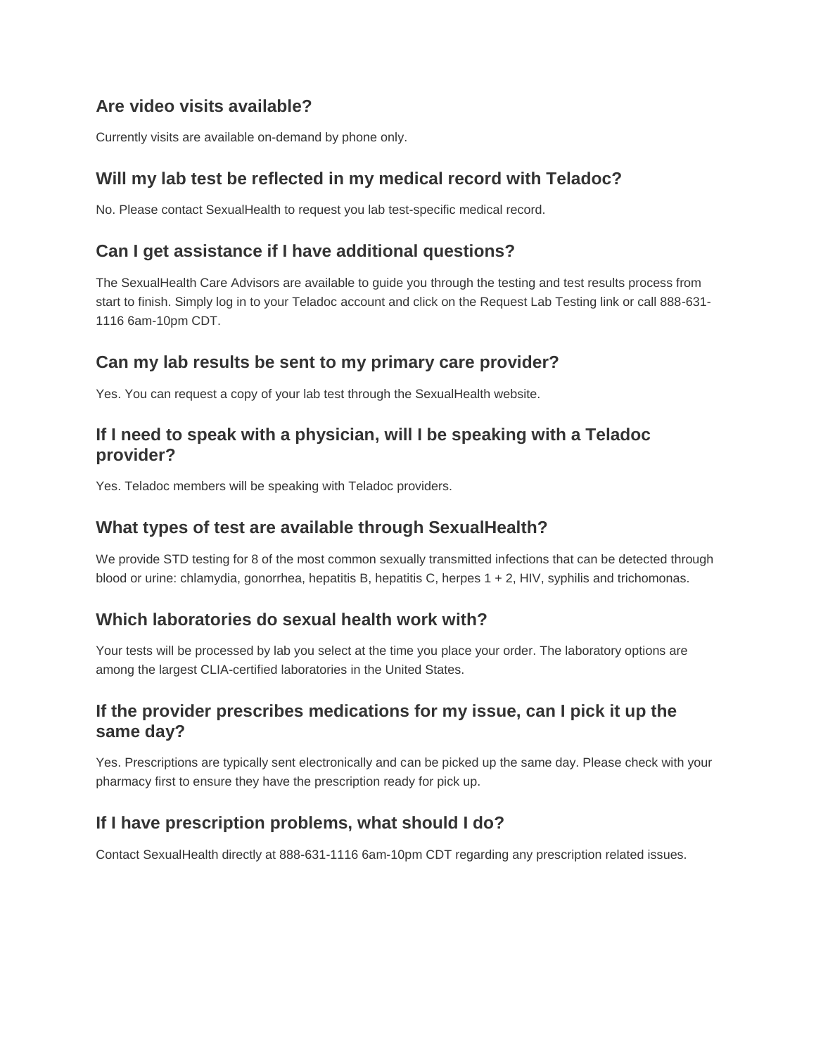## Are video visits available?

Currently visits are available on-demand by phone only.

## Will my lab test be reflected in my medical record with Teladoc?

No. Please contact SexualHealth to request you lab test-specific medical record.

## Can I get assistance if I have additional questions?

The SexualHealth Care Advisors are available to guide you through the testing and test results process from start to finish. Simply log in to your Teladoc account and click on the Request Lab Testing link or call 888-631-1116 6am-10pm CDT.

## Can my lab results be sent to my primary care provider?

Yes. You can request a copy of your lab test through the SexualHealth website.

## If I need to speak with a physician, will I be speaking with a Teladoc provider?

Yes. Teladoc members will be speaking with Teladoc providers.

## What types of test are available through SexualHealth?

We provide STD testing for 8 of the most common sexually transmitted infections that can be detected through blood or urine: chlamydia, gonorrhea, hepatitis B, hepatitis C, herpes 1 + 2, HIV, syphilis and trichomonas.

## Which laboratories do sexual health work with?

Your tests will be processed by lab you select at the time you place your order. The laboratory options are among the largest CLIA-certified laboratories in the United States.

## If the provider prescribes medications for my issue, can I pick it up the same day?

Yes. Prescriptions are typically sent electronically and can be picked up the same day. Please check with your pharmacy first to ensure they have the prescription ready for pick up.

## If I have prescription problems, what should I do?

Contact SexualHealth directly at 888-631-1116 6am-10pm CDT regarding any prescription related issues.